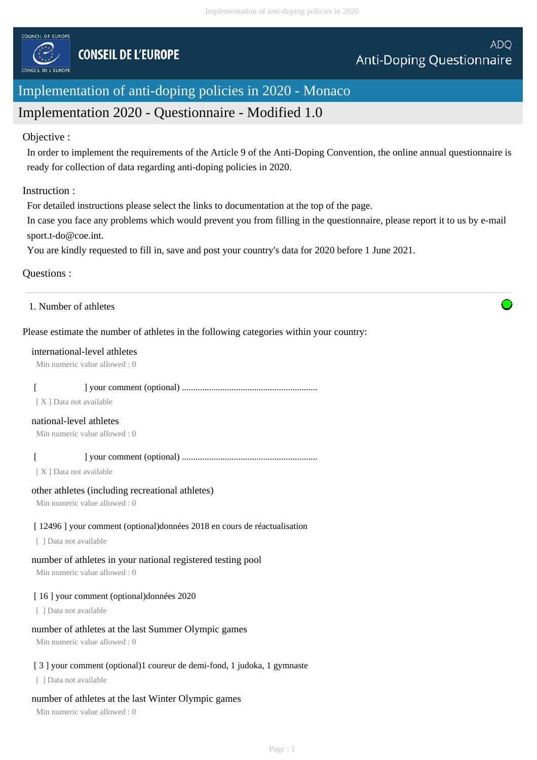COUNCIL OF EUROPE

CONSEIL DE L'EUROPE

ADQ
Anti-Doping Questionnaire

# Implementation of anti-doping policies in 2020 - Monaco

## Implementation 2020 - Questionnaire - Modified 1.0

Objective :

In order to implement the requirements of the Article 9 of the Anti-Doping Convention, the online annual questionnaire is ready for collection of data regarding anti-doping policies in 2020.

Instruction :

For detailed instructions please select the links to documentation at the top of the page.
In case you face any problems which would prevent you from filling in the questionnaire, please report it to us by e-mail sport.t-do@coe.int.
You are kindly requested to fill in, save and post your country's data for 2020 before 1 June 2021.

Questions :

---

1. Number of athletes

Please estimate the number of athletes in the following categories within your country:

international-level athletes
Min numeric value allowed : 0

[ ] your comment (optional) ............................................................
[ X ] Data not available

national-level athletes
Min numeric value allowed : 0

[ ] your comment (optional) ............................................................
[ X ] Data not available

other athletes (including recreational athletes)
Min numeric value allowed : 0

[ 12496 ] your comment (optional)données 2018 en cours de réactualisation
[ ] Data not available

number of athletes in your national registered testing pool
Min numeric value allowed : 0

[ 16 ] your comment (optional)données 2020
[ ] Data not available

number of athletes at the last Summer Olympic games
Min numeric value allowed : 0

[ 3 ] your comment (optional)1 coureur de demi-fond, 1 judoka, 1 gymnaste
[ ] Data not available

number of athletes at the last Winter Olympic games
Min numeric value allowed : 0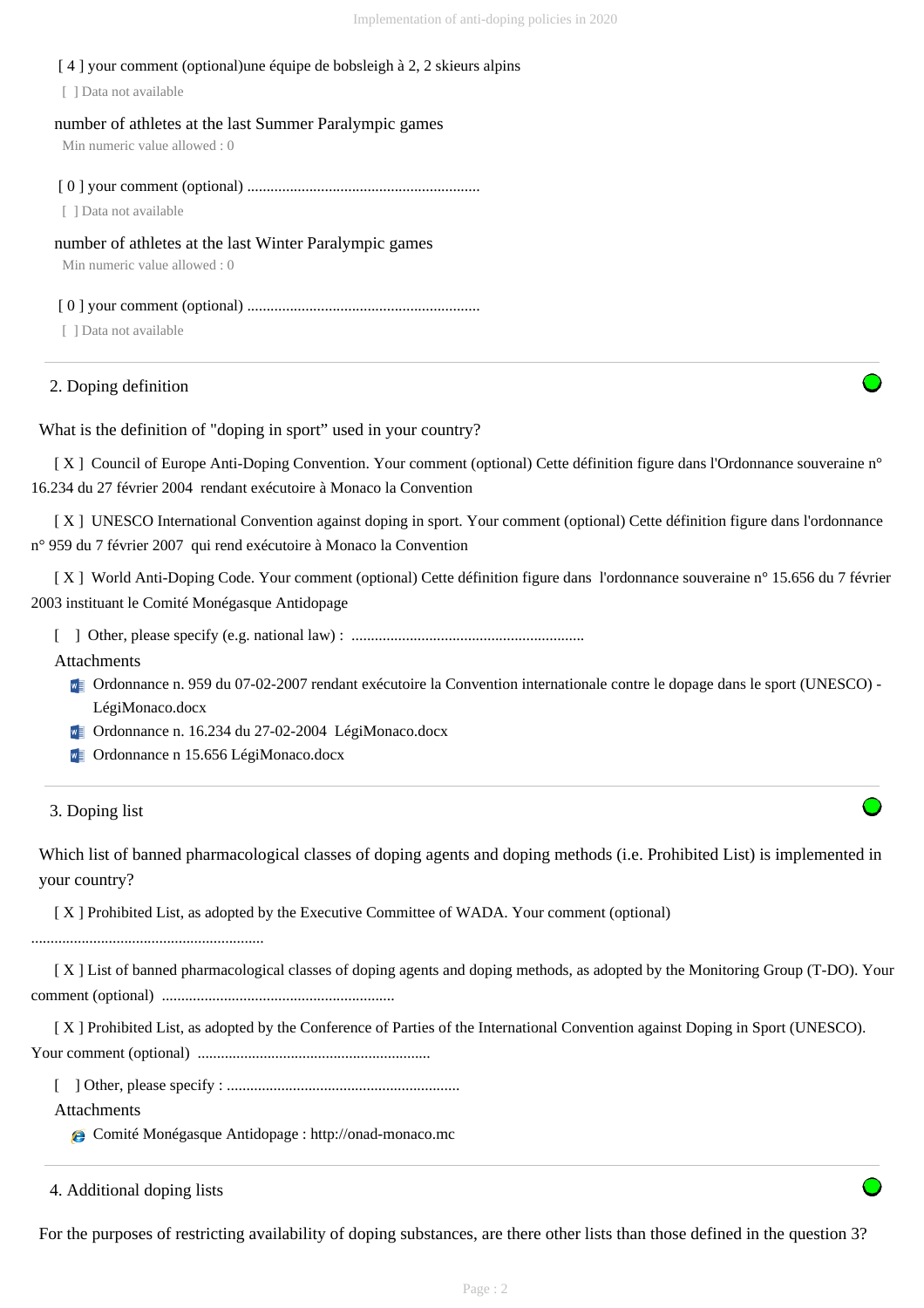[ 4 ] your comment (optional)une équipe de bobsleigh à 2, 2 skieurs alpins

[ ] Data not available

number of athletes at the last Summer Paralympic games

Min numeric value allowed : 0

[ 0 ] your comment (optional) ............................................................

[ ] Data not available

number of athletes at the last Winter Paralympic games

Min numeric value allowed : 0

[ 0 ] your comment (optional) ............................................................

[ ] Data not available

## 2. Doping definition

What is the definition of "doping in sport" used in your country?

[ X ] Council of Europe Anti-Doping Convention. Your comment (optional) Cette définition figure dans l'Ordonnance souveraine n° 16.234 du 27 février 2004 rendant exécutoire à Monaco la Convention

[ X ] UNESCO International Convention against doping in sport. Your comment (optional) Cette définition figure dans l'ordonnance n° 959 du 7 février 2007 qui rend exécutoire à Monaco la Convention

[ X ] World Anti-Doping Code. Your comment (optional) Cette définition figure dans l'ordonnance souveraine n° 15.656 du 7 février 2003 instituant le Comité Monégasque Antidopage

[ ] Other, please specify (e.g. national law) : ............................................................

Attachments

- Ordonnance n. 959 du 07-02-2007 rendant exécutoire la Convention internationale contre le dopage dans le sport (UNESCO) - LégiMonaco.docx
- Ordonnance n. 16.234 du 27-02-2004 LégiMonaco.docx
- Ordonnance n 15.656 LégiMonaco.docx

## 3. Doping list

Which list of banned pharmacological classes of doping agents and doping methods (i.e. Prohibited List) is implemented in your country?

[ X ] Prohibited List, as adopted by the Executive Committee of WADA. Your comment (optional) ............................................................

[ X ] List of banned pharmacological classes of doping agents and doping methods, as adopted by the Monitoring Group (T-DO). Your comment (optional) ............................................................

[ X ] Prohibited List, as adopted by the Conference of Parties of the International Convention against Doping in Sport (UNESCO). Your comment (optional) ............................................................

[ ] Other, please specify : ............................................................

Attachments

- Comité Monégasque Antidopage : http://onad-monaco.mc

## 4. Additional doping lists

For the purposes of restricting availability of doping substances, are there other lists than those defined in the question 3?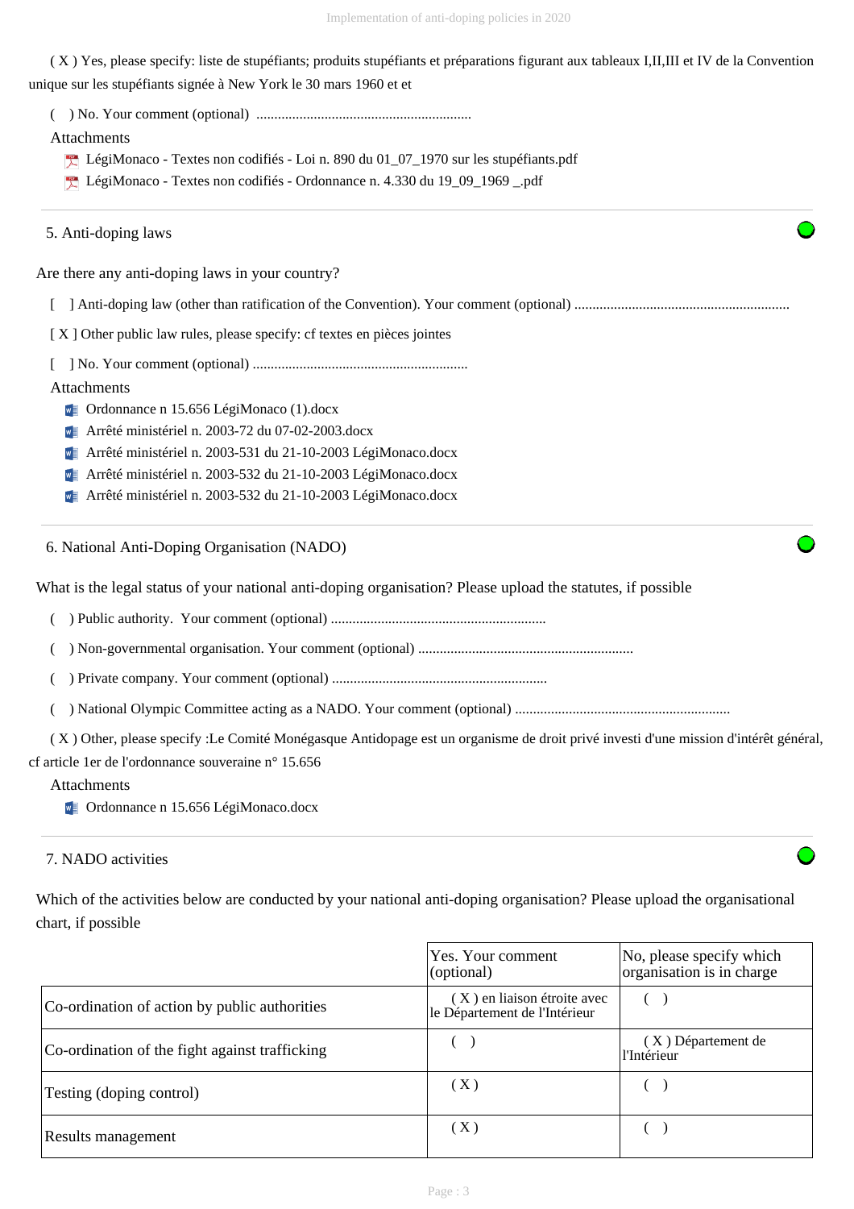( X ) Yes, please specify: liste de stupéfiants; produits stupéfiants et préparations figurant aux tableaux I,II,III et IV de la Convention unique sur les stupéfiants signée à New York le 30 mars 1960 et et

(   ) No. Your comment (optional) ...........................................................

Attachments

- LégiMonaco - Textes non codifiés - Loi n. 890 du 01_07_1970 sur les stupéfiants.pdf
- LégiMonaco - Textes non codifiés - Ordonnance n. 4.330 du 19_09_1969 _.pdf

## 5. Anti-doping laws

Are there any anti-doping laws in your country?

[   ] Anti-doping law (other than ratification of the Convention). Your comment (optional) ...........................................................

[ X ] Other public law rules, please specify: cf textes en pièces jointes

[   ] No. Your comment (optional) ...........................................................

Attachments

- Ordonnance n 15.656 LégiMonaco (1).docx
- Arrêté ministériel n. 2003-72 du 07-02-2003.docx
- Arrêté ministériel n. 2003-531 du 21-10-2003 LégiMonaco.docx
- Arrêté ministériel n. 2003-532 du 21-10-2003 LégiMonaco.docx
- Arrêté ministériel n. 2003-532 du 21-10-2003 LégiMonaco.docx

## 6. National Anti-Doping Organisation (NADO)

What is the legal status of your national anti-doping organisation? Please upload the statutes, if possible

(   ) Public authority.  Your comment (optional) ...........................................................

(   ) Non-governmental organisation. Your comment (optional) ...........................................................

(   ) Private company. Your comment (optional) ...........................................................

(   ) National Olympic Committee acting as a NADO. Your comment (optional) ...........................................................

( X ) Other, please specify :Le Comité Monégasque Antidopage est un organisme de droit privé investi d'une mission d'intérêt général, cf article 1er de l'ordonnance souveraine n° 15.656

Attachments

- Ordonnance n 15.656 LégiMonaco.docx

## 7. NADO activities

Which of the activities below are conducted by your national anti-doping organisation? Please upload the organisational chart, if possible

| | Yes. Your comment (optional) | No, please specify which organisation is in charge |
|---|---|---|
| Co-ordination of action by public authorities | ( X ) en liaison étroite avec le Département de l'Intérieur | (   ) |
| Co-ordination of the fight against trafficking | (   ) | ( X ) Département de l'Intérieur |
| Testing (doping control) | ( X ) | (   ) |
| Results management | ( X ) | (   ) |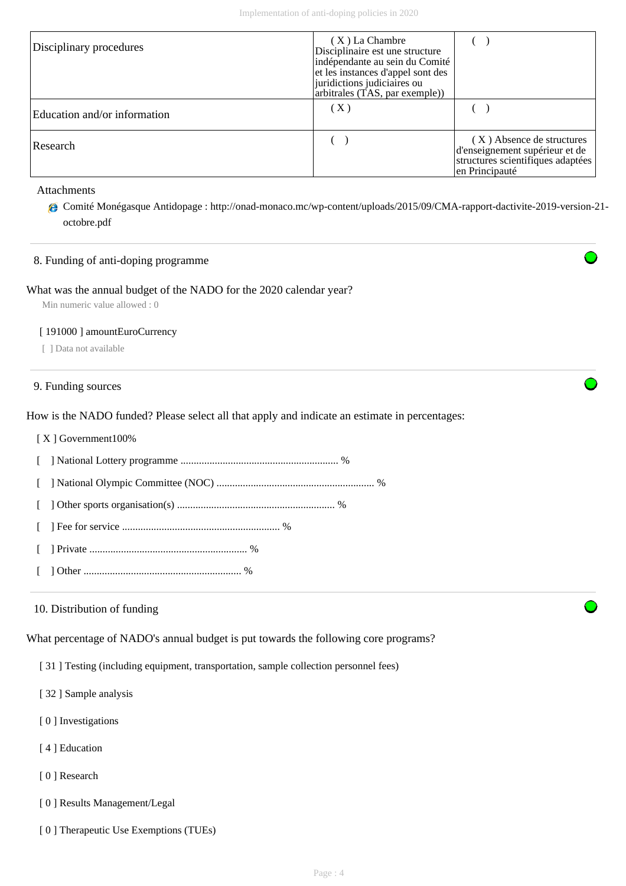| | | |
|---|---|---|
| Disciplinary procedures | ( X ) La Chambre Disciplinaire est une structure indépendante au sein du Comité et les instances d'appel sont des juridictions judiciaires ou arbitrales (TAS, par exemple)) | ( ) |
| Education and/or information | ( X ) | ( ) |
| Research | ( ) | ( X ) Absence de structures d'enseignement supérieur et de structures scientifiques adaptées en Principauté |

Attachments

- Comité Monégasque Antidopage : http://onad-monaco.mc/wp-content/uploads/2015/09/CMA-rapport-dactivite-2019-version-21-octobre.pdf

## 8. Funding of anti-doping programme

What was the annual budget of the NADO for the 2020 calendar year?

Min numeric value allowed : 0

[ 191000 ] amountEuroCurrency

[ ] Data not available

## 9. Funding sources

How is the NADO funded? Please select all that apply and indicate an estimate in percentages:

[ X ] Government100%

[ ] National Lottery programme ........................................................... %

[ ] National Olympic Committee (NOC) ........................................................... %

[ ] Other sports organisation(s) ........................................................... %

[ ] Fee for service ........................................................... %

[ ] Private ........................................................... %

[ ] Other ........................................................... %

## 10. Distribution of funding

What percentage of NADO's annual budget is put towards the following core programs?

[ 31 ] Testing (including equipment, transportation, sample collection personnel fees)

[ 32 ] Sample analysis

[ 0 ] Investigations

[ 4 ] Education

[ 0 ] Research

[ 0 ] Results Management/Legal

[ 0 ] Therapeutic Use Exemptions (TUEs)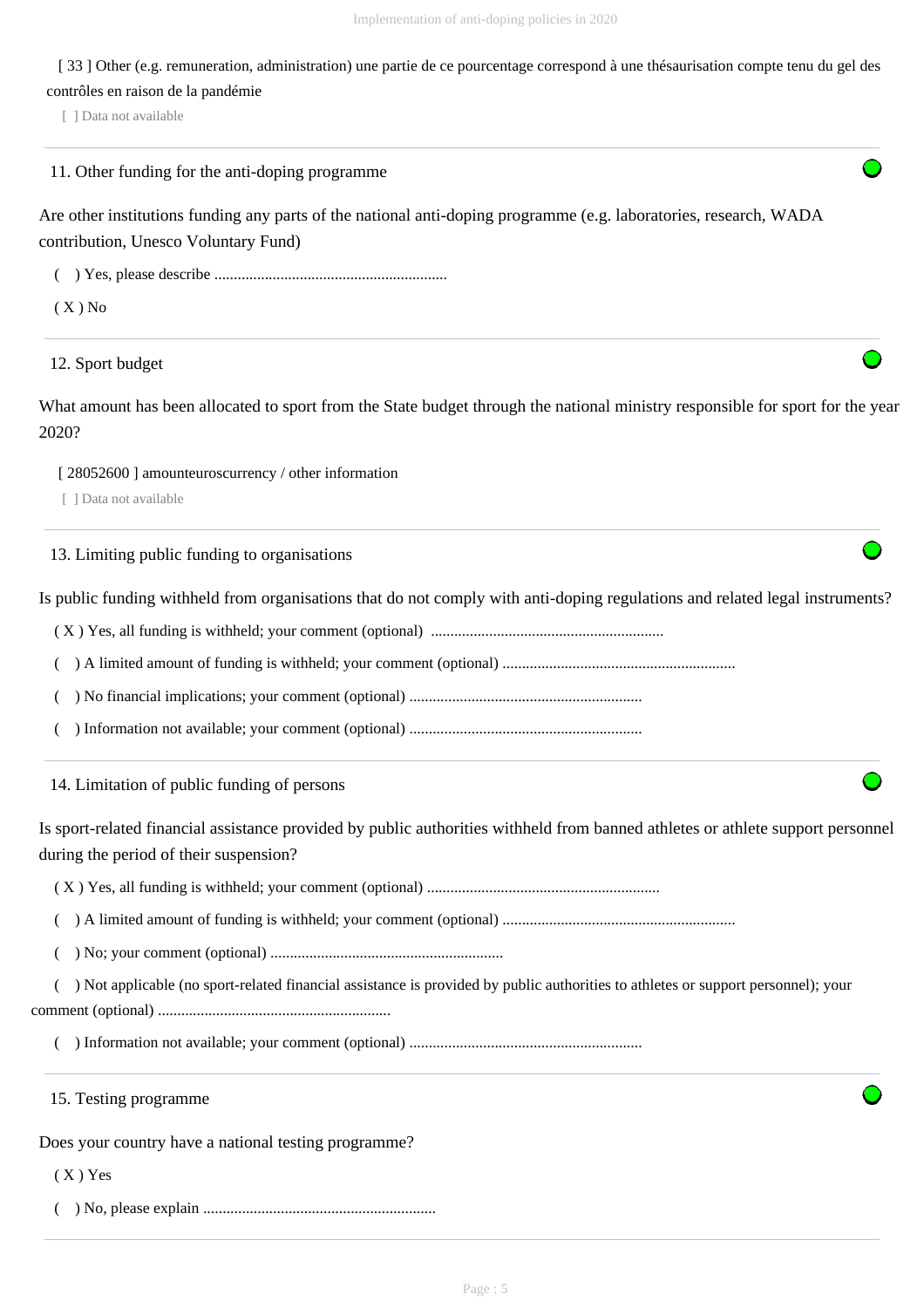[ 33 ] Other (e.g. remuneration, administration) une partie de ce pourcentage correspond à une thésaurisation compte tenu du gel des contrôles en raison de la pandémie

[ ] Data not available

## 11. Other funding for the anti-doping programme

Are other institutions funding any parts of the national anti-doping programme (e.g. laboratories, research, WADA contribution, Unesco Voluntary Fund)

( ) Yes, please describe ............................................................

( X ) No

## 12. Sport budget

What amount has been allocated to sport from the State budget through the national ministry responsible for sport for the year 2020?

[ 28052600 ] amounteuroscurrency / other information

[ ] Data not available

## 13. Limiting public funding to organisations

Is public funding withheld from organisations that do not comply with anti-doping regulations and related legal instruments?

( X ) Yes, all funding is withheld; your comment (optional) ............................................................

( ) A limited amount of funding is withheld; your comment (optional) ............................................................

( ) No financial implications; your comment (optional) ............................................................

( ) Information not available; your comment (optional) ............................................................

## 14. Limitation of public funding of persons

Is sport-related financial assistance provided by public authorities withheld from banned athletes or athlete support personnel during the period of their suspension?

( X ) Yes, all funding is withheld; your comment (optional) ............................................................

( ) A limited amount of funding is withheld; your comment (optional) ............................................................

( ) No; your comment (optional) ............................................................

( ) Not applicable (no sport-related financial assistance is provided by public authorities to athletes or support personnel); your comment (optional) ............................................................

( ) Information not available; your comment (optional) ............................................................

## 15. Testing programme

Does your country have a national testing programme?

( X ) Yes

( ) No, please explain ............................................................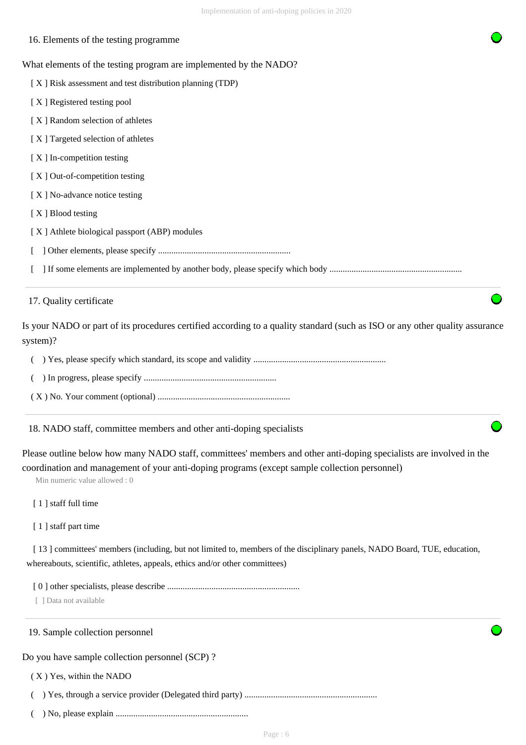## 16. Elements of the testing programme

What elements of the testing program are implemented by the NADO?

[ X ] Risk assessment and test distribution planning (TDP)

[ X ] Registered testing pool

[ X ] Random selection of athletes

[ X ] Targeted selection of athletes

[ X ] In-competition testing

[ X ] Out-of-competition testing

[ X ] No-advance notice testing

[ X ] Blood testing

[ X ] Athlete biological passport (ABP) modules

[ ] Other elements, please specify ...........................................................

[ ] If some elements are implemented by another body, please specify which body ...........................................................

## 17. Quality certificate

Is your NADO or part of its procedures certified according to a quality standard (such as ISO or any other quality assurance system)?

( ) Yes, please specify which standard, its scope and validity ...........................................................

( ) In progress, please specify ...........................................................

( X ) No. Your comment (optional) ...........................................................

## 18. NADO staff, committee members and other anti-doping specialists

Please outline below how many NADO staff, committees' members and other anti-doping specialists are involved in the coordination and management of your anti-doping programs (except sample collection personnel)

Min numeric value allowed : 0

[ 1 ] staff full time

[ 1 ] staff part time

[ 13 ] committees' members (including, but not limited to, members of the disciplinary panels, NADO Board, TUE, education, whereabouts, scientific, athletes, appeals, ethics and/or other committees)

[ 0 ] other specialists, please describe ...........................................................

[ ] Data not available

## 19. Sample collection personnel

Do you have sample collection personnel (SCP) ?

( X ) Yes, within the NADO

( ) Yes, through a service provider (Delegated third party) ...........................................................

( ) No, please explain ...........................................................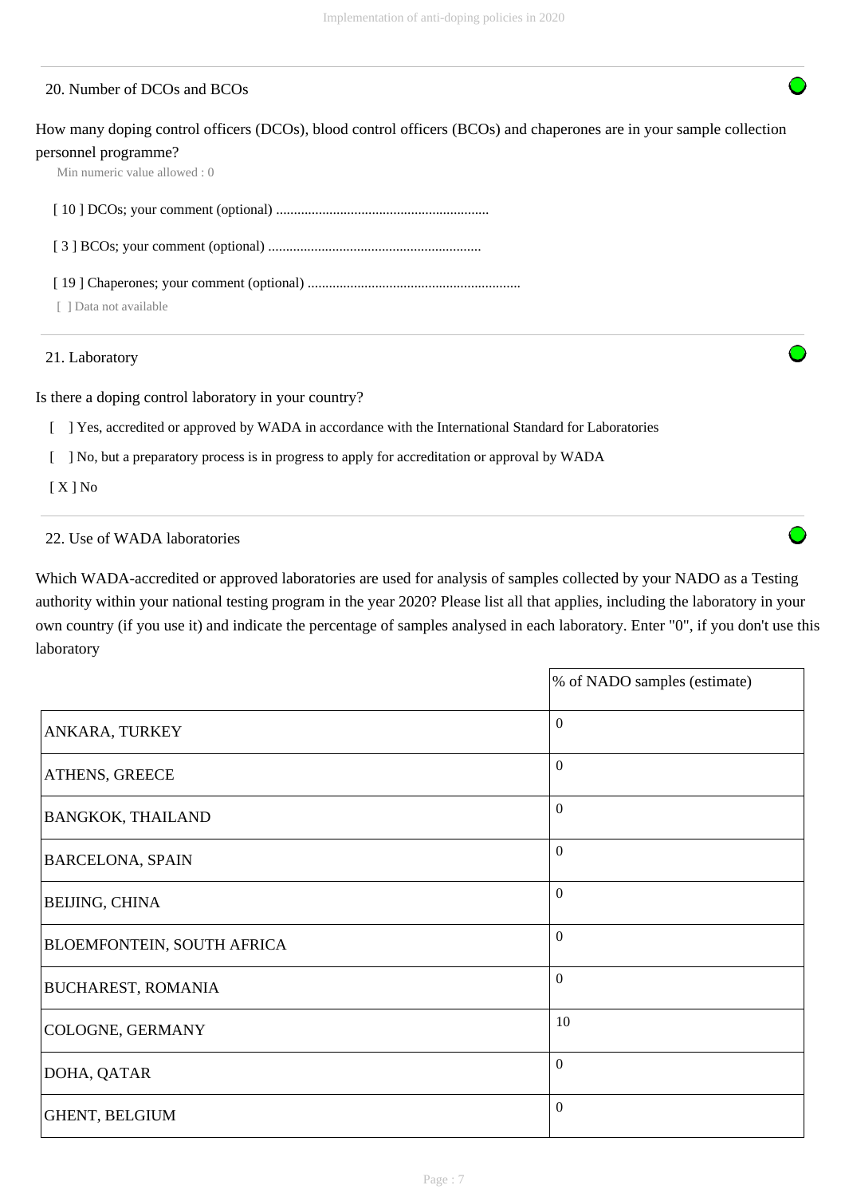## 20. Number of DCOs and BCOs

How many doping control officers (DCOs), blood control officers (BCOs) and chaperones are in your sample collection personnel programme?

Min numeric value allowed : 0

[ 10 ] DCOs; your comment (optional) ............................................................

[ 3 ] BCOs; your comment (optional) ............................................................

[ 19 ] Chaperones; your comment (optional) ............................................................

[ ] Data not available

## 21. Laboratory

Is there a doping control laboratory in your country?

[ ] Yes, accredited or approved by WADA in accordance with the International Standard for Laboratories

[ ] No, but a preparatory process is in progress to apply for accreditation or approval by WADA

[ X ] No

## 22. Use of WADA laboratories

Which WADA-accredited or approved laboratories are used for analysis of samples collected by your NADO as a Testing authority within your national testing program in the year 2020? Please list all that applies, including the laboratory in your own country (if you use it) and indicate the percentage of samples analysed in each laboratory. Enter "0", if you don't use this laboratory

| | % of NADO samples (estimate) |
|---|---|
| ANKARA, TURKEY | 0 |
| ATHENS, GREECE | 0 |
| BANGKOK, THAILAND | 0 |
| BARCELONA, SPAIN | 0 |
| BEIJING, CHINA | 0 |
| BLOEMFONTEIN, SOUTH AFRICA | 0 |
| BUCHAREST, ROMANIA | 0 |
| COLOGNE, GERMANY | 10 |
| DOHA, QATAR | 0 |
| GHENT, BELGIUM | 0 |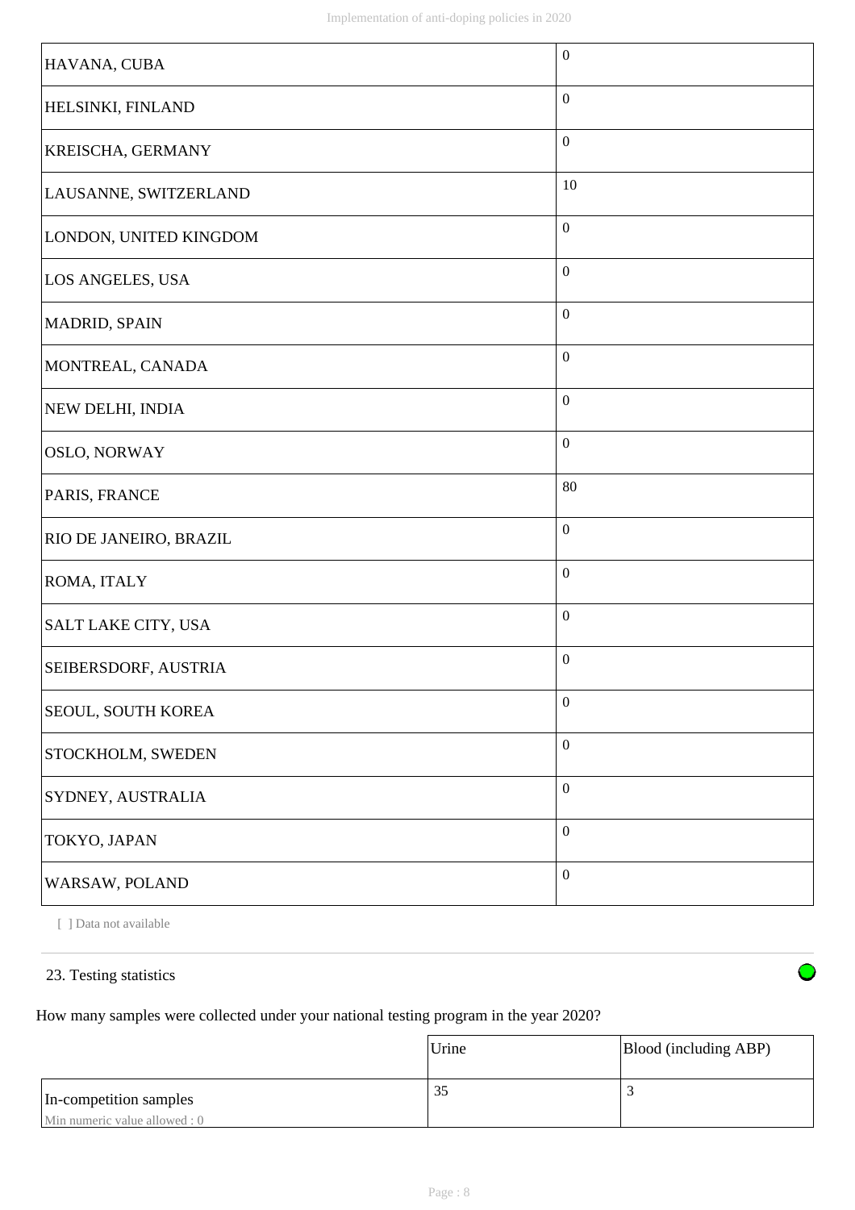| | |
|---|---|
| HAVANA, CUBA | 0 |
| HELSINKI, FINLAND | 0 |
| KREISCHA, GERMANY | 0 |
| LAUSANNE, SWITZERLAND | 10 |
| LONDON, UNITED KINGDOM | 0 |
| LOS ANGELES, USA | 0 |
| MADRID, SPAIN | 0 |
| MONTREAL, CANADA | 0 |
| NEW DELHI, INDIA | 0 |
| OSLO, NORWAY | 0 |
| PARIS, FRANCE | 80 |
| RIO DE JANEIRO, BRAZIL | 0 |
| ROMA, ITALY | 0 |
| SALT LAKE CITY, USA | 0 |
| SEIBERSDORF, AUSTRIA | 0 |
| SEOUL, SOUTH KOREA | 0 |
| STOCKHOLM, SWEDEN | 0 |
| SYDNEY, AUSTRALIA | 0 |
| TOKYO, JAPAN | 0 |
| WARSAW, POLAND | 0 |

[ ] Data not available

23. Testing statistics

How many samples were collected under your national testing program in the year 2020?

| | Urine | Blood (including ABP) |
|---|---|---|
| In-competition samples<br>Min numeric value allowed : 0 | 35 | 3 |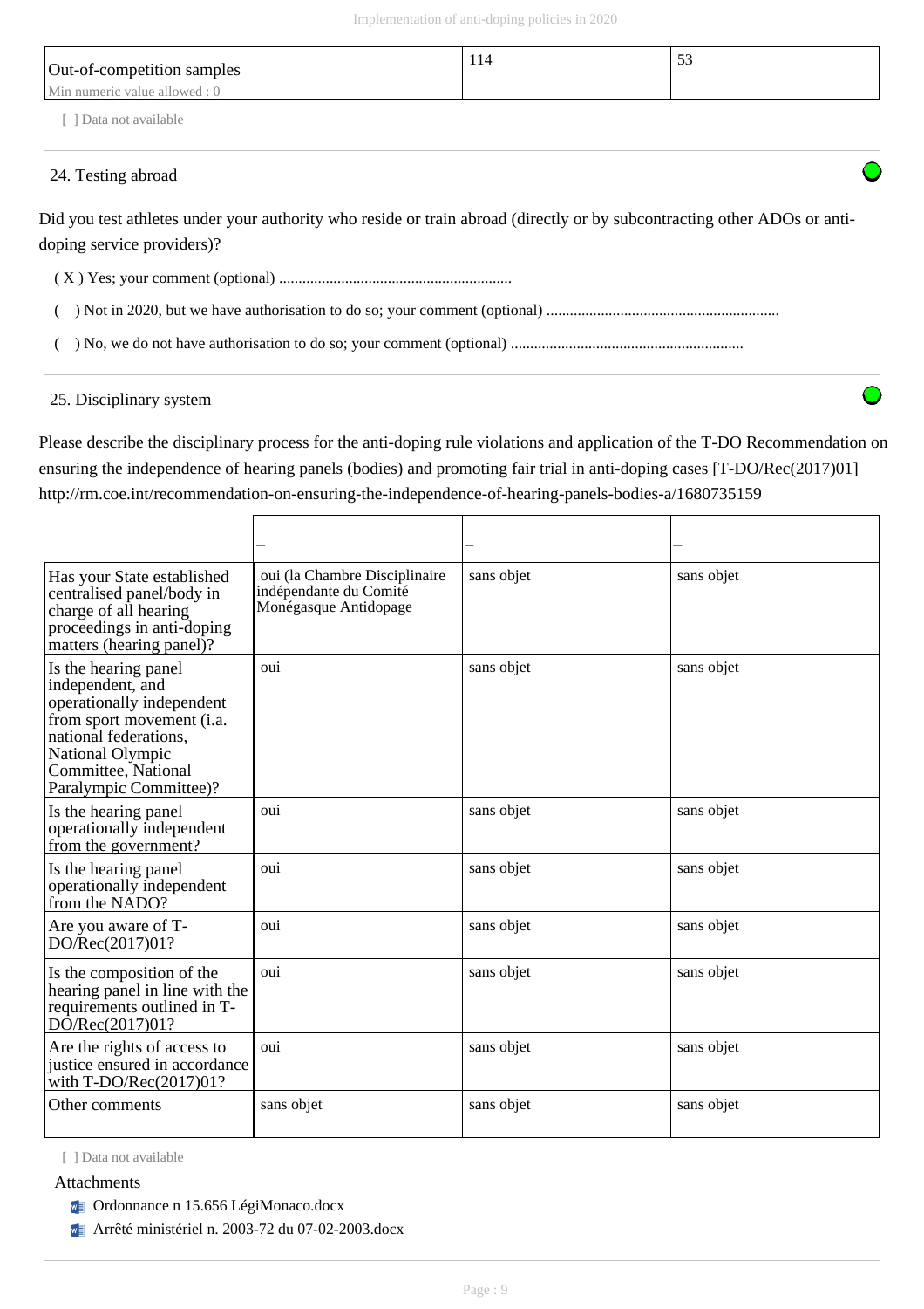| Out-of-competition samples<br>Min numeric value allowed : 0 | 114 | 53 |
|---|---|---|

[ ] Data not available

## 24. Testing abroad

Did you test athletes under your authority who reside or train abroad (directly or by subcontracting other ADOs or anti-doping service providers)?

( X ) Yes; your comment (optional) ..........................................................

(   ) Not in 2020, but we have authorisation to do so; your comment (optional) ..........................................................

(   ) No, we do not have authorisation to do so; your comment (optional) ..........................................................

## 25. Disciplinary system

Please describe the disciplinary process for the anti-doping rule violations and application of the T-DO Recommendation on ensuring the independence of hearing panels (bodies) and promoting fair trial in anti-doping cases [T-DO/Rec(2017)01] http://rm.coe.int/recommendation-on-ensuring-the-independence-of-hearing-panels-bodies-a/1680735159

| | – | – | – |
|---|---|---|---|
| Has your State established centralised panel/body in charge of all hearing proceedings in anti-doping matters (hearing panel)? | oui (la Chambre Disciplinaire indépendante du Comité Monégasque Antidopage | sans objet | sans objet |
| Is the hearing panel independent, and operationally independent from sport movement (i.a. national federations, National Olympic Committee, National Paralympic Committee)? | oui | sans objet | sans objet |
| Is the hearing panel operationally independent from the government? | oui | sans objet | sans objet |
| Is the hearing panel operationally independent from the NADO? | oui | sans objet | sans objet |
| Are you aware of T-DO/Rec(2017)01? | oui | sans objet | sans objet |
| Is the composition of the hearing panel in line with the requirements outlined in T-DO/Rec(2017)01? | oui | sans objet | sans objet |
| Are the rights of access to justice ensured in accordance with T-DO/Rec(2017)01? | oui | sans objet | sans objet |
| Other comments | sans objet | sans objet | sans objet |

[ ] Data not available

Attachments

- Ordonnance n 15.656 LégiMonaco.docx
- Arrêté ministériel n. 2003-72 du 07-02-2003.docx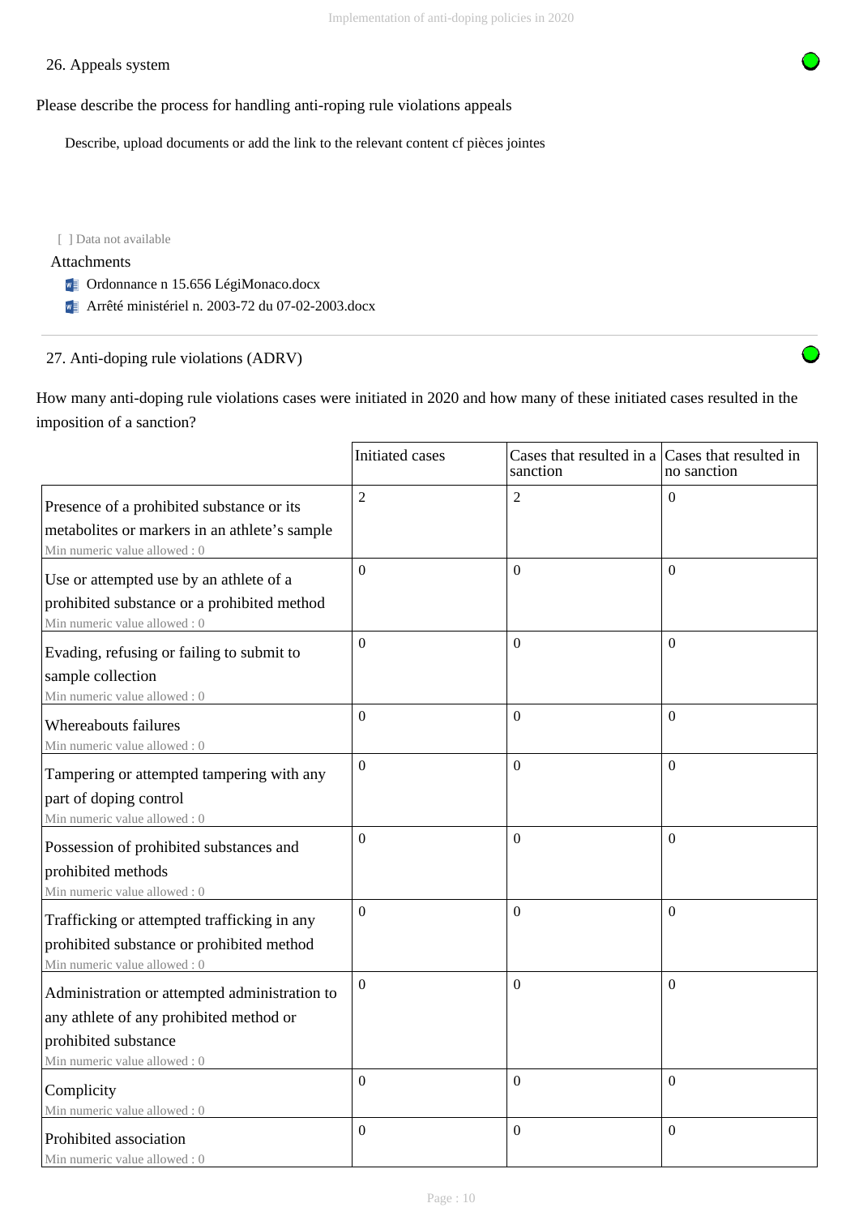26. Appeals system

Please describe the process for handling anti-roping rule violations appeals

Describe, upload documents or add the link to the relevant content cf pièces jointes

[ ] Data not available

Attachments

- Ordonnance n 15.656 LégiMonaco.docx
- Arrêté ministériel n. 2003-72 du 07-02-2003.docx

---

27. Anti-doping rule violations (ADRV)

How many anti-doping rule violations cases were initiated in 2020 and how many of these initiated cases resulted in the imposition of a sanction?

| | Initiated cases | Cases that resulted in a sanction | Cases that resulted in no sanction |
|---|---|---|---|
| Presence of a prohibited substance or its metabolites or markers in an athlete's sample<br>Min numeric value allowed : 0 | 2 | 2 | 0 |
| Use or attempted use by an athlete of a prohibited substance or a prohibited method<br>Min numeric value allowed : 0 | 0 | 0 | 0 |
| Evading, refusing or failing to submit to sample collection<br>Min numeric value allowed : 0 | 0 | 0 | 0 |
| Whereabouts failures<br>Min numeric value allowed : 0 | 0 | 0 | 0 |
| Tampering or attempted tampering with any part of doping control<br>Min numeric value allowed : 0 | 0 | 0 | 0 |
| Possession of prohibited substances and prohibited methods<br>Min numeric value allowed : 0 | 0 | 0 | 0 |
| Trafficking or attempted trafficking in any prohibited substance or prohibited method<br>Min numeric value allowed : 0 | 0 | 0 | 0 |
| Administration or attempted administration to any athlete of any prohibited method or prohibited substance<br>Min numeric value allowed : 0 | 0 | 0 | 0 |
| Complicity<br>Min numeric value allowed : 0 | 0 | 0 | 0 |
| Prohibited association<br>Min numeric value allowed : 0 | 0 | 0 | 0 |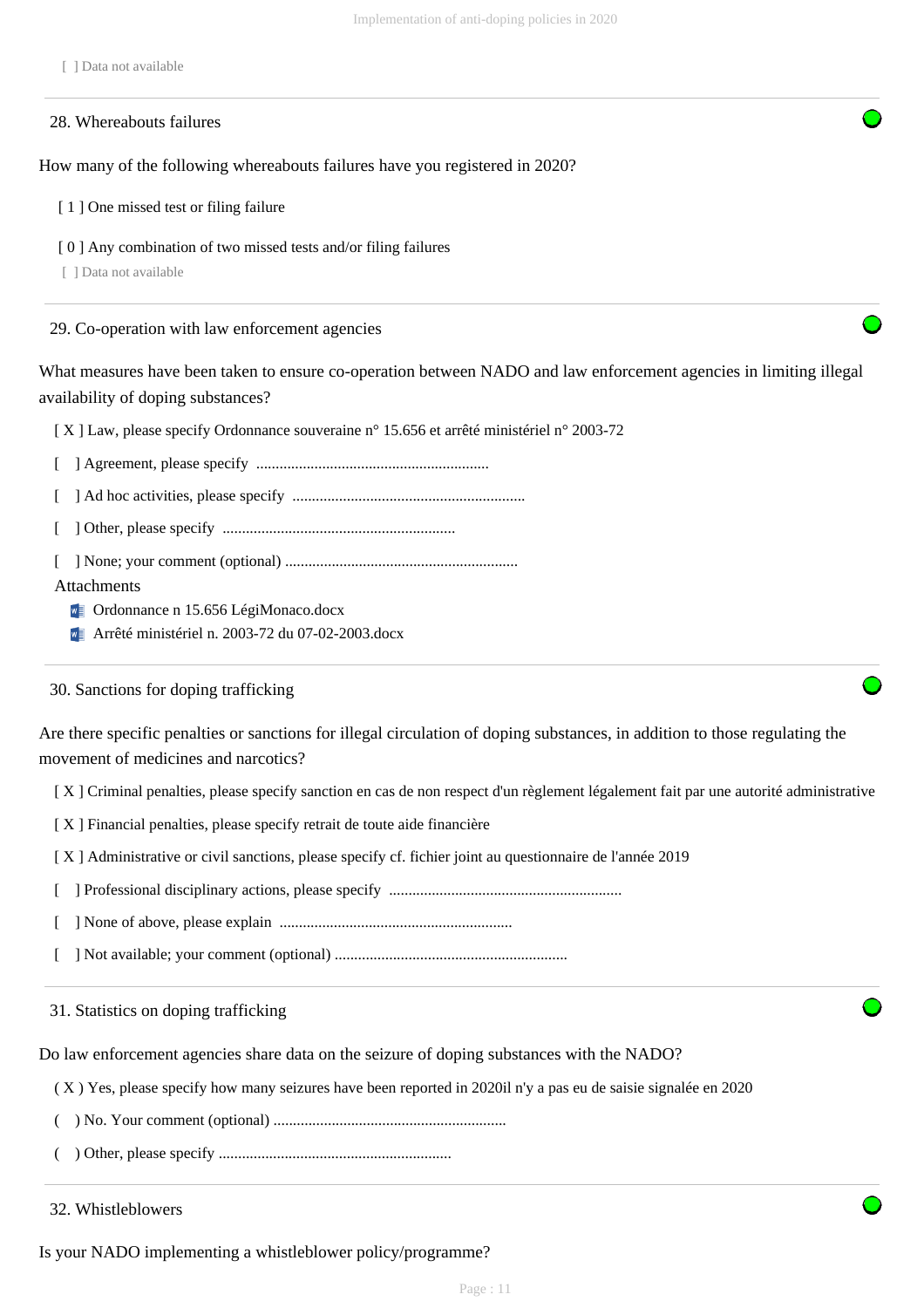[ ] Data not available

## 28. Whereabouts failures

How many of the following whereabouts failures have you registered in 2020?

[ 1 ] One missed test or filing failure

[ 0 ] Any combination of two missed tests and/or filing failures

[ ] Data not available

## 29. Co-operation with law enforcement agencies

What measures have been taken to ensure co-operation between NADO and law enforcement agencies in limiting illegal availability of doping substances?

[ X ] Law, please specify Ordonnance souveraine n° 15.656 et arrêté ministériel n° 2003-72

[ ] Agreement, please specify ............................................................

[ ] Ad hoc activities, please specify ............................................................

[ ] Other, please specify ............................................................

[ ] None; your comment (optional) ............................................................

Attachments

- Ordonnance n 15.656 LégiMonaco.docx
- Arrêté ministériel n. 2003-72 du 07-02-2003.docx

## 30. Sanctions for doping trafficking

Are there specific penalties or sanctions for illegal circulation of doping substances, in addition to those regulating the movement of medicines and narcotics?

[ X ] Criminal penalties, please specify sanction en cas de non respect d'un règlement légalement fait par une autorité administrative

[ X ] Financial penalties, please specify retrait de toute aide financière

[ X ] Administrative or civil sanctions, please specify cf. fichier joint au questionnaire de l'année 2019

[ ] Professional disciplinary actions, please specify ............................................................

[ ] None of above, please explain ............................................................

[ ] Not available; your comment (optional) ............................................................

## 31. Statistics on doping trafficking

Do law enforcement agencies share data on the seizure of doping substances with the NADO?

( X ) Yes, please specify how many seizures have been reported in 2020il n'y a pas eu de saisie signalée en 2020

( ) No. Your comment (optional) ............................................................

( ) Other, please specify ............................................................

## 32. Whistleblowers

Is your NADO implementing a whistleblower policy/programme?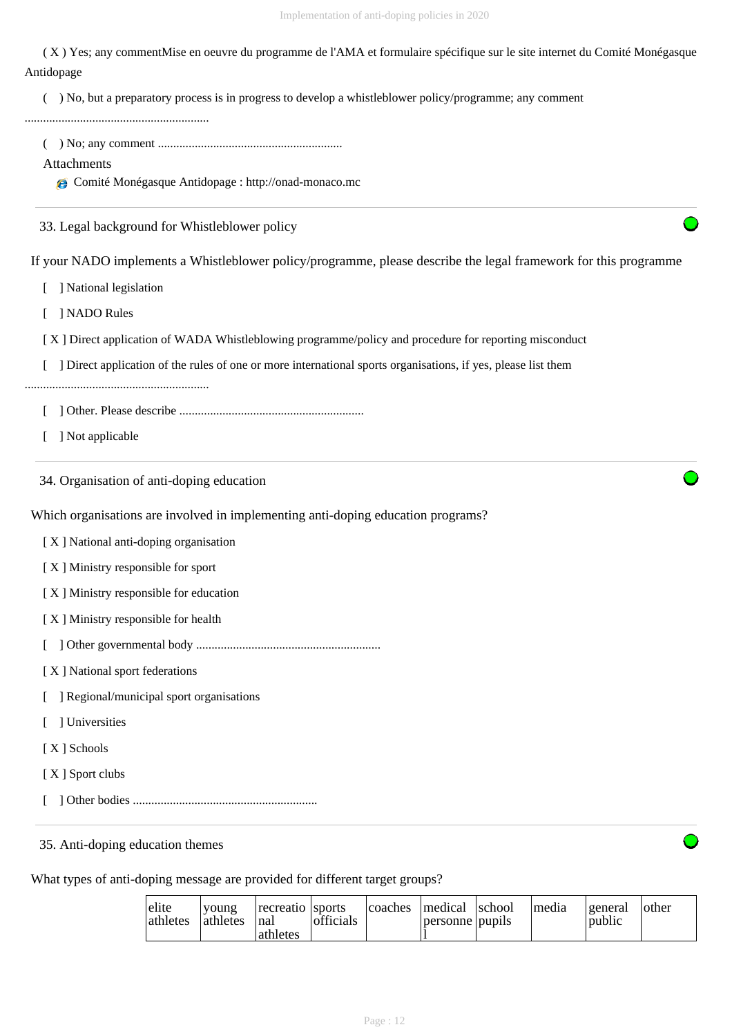( X ) Yes; any commentMise en oeuvre du programme de l'AMA et formulaire spécifique sur le site internet du Comité Monégasque Antidopage

(   ) No, but a preparatory process is in progress to develop a whistleblower policy/programme; any comment ............................................................

(   ) No; any comment ............................................................

Attachments

- Comité Monégasque Antidopage : http://onad-monaco.mc

### 33. Legal background for Whistleblower policy

If your NADO implements a Whistleblower policy/programme, please describe the legal framework for this programme

[   ] National legislation

[   ] NADO Rules

[ X ] Direct application of WADA Whistleblowing programme/policy and procedure for reporting misconduct

[   ] Direct application of the rules of one or more international sports organisations, if yes, please list them ............................................................

[   ] Other. Please describe ............................................................

[   ] Not applicable

### 34. Organisation of anti-doping education

Which organisations are involved in implementing anti-doping education programs?

[ X ] National anti-doping organisation

[ X ] Ministry responsible for sport

[ X ] Ministry responsible for education

[ X ] Ministry responsible for health

[   ] Other governmental body ............................................................

[ X ] National sport federations

[   ] Regional/municipal sport organisations

[   ] Universities

[ X ] Schools

[ X ] Sport clubs

[   ] Other bodies ............................................................

### 35. Anti-doping education themes

What types of anti-doping message are provided for different target groups?

| elite athletes | young athletes | recreational athletes | sports officials | coaches | medical personnel | school pupils | media | general public | other |
|---|---|---|---|---|---|---|---|---|---|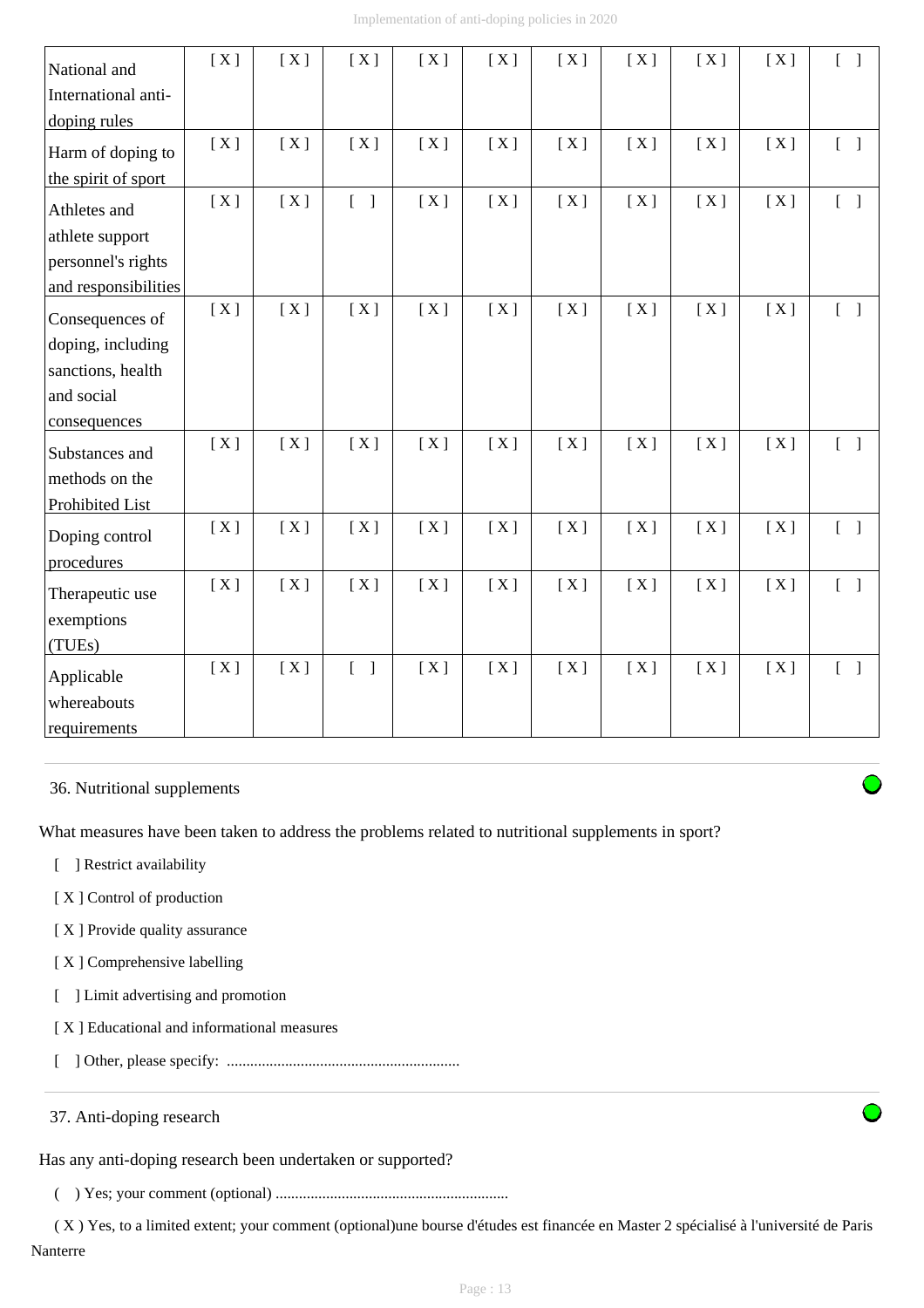| National and International anti-doping rules | [ X ] | [ X ] | [ X ] | [ X ] | [ X ] | [ X ] | [ X ] | [ X ] | [ X ] | [ ] |
|---|---|---|---|---|---|---|---|---|---|---|
| Harm of doping to the spirit of sport | [ X ] | [ X ] | [ X ] | [ X ] | [ X ] | [ X ] | [ X ] | [ X ] | [ X ] | [ ] |
| Athletes and athlete support personnel's rights and responsibilities | [ X ] | [ X ] | [ ] | [ X ] | [ X ] | [ X ] | [ X ] | [ X ] | [ X ] | [ ] |
| Consequences of doping, including sanctions, health and social consequences | [ X ] | [ X ] | [ X ] | [ X ] | [ X ] | [ X ] | [ X ] | [ X ] | [ X ] | [ ] |
| Substances and methods on the Prohibited List | [ X ] | [ X ] | [ X ] | [ X ] | [ X ] | [ X ] | [ X ] | [ X ] | [ X ] | [ ] |
| Doping control procedures | [ X ] | [ X ] | [ X ] | [ X ] | [ X ] | [ X ] | [ X ] | [ X ] | [ X ] | [ ] |
| Therapeutic use exemptions (TUEs) | [ X ] | [ X ] | [ X ] | [ X ] | [ X ] | [ X ] | [ X ] | [ X ] | [ X ] | [ ] |
| Applicable whereabouts requirements | [ X ] | [ X ] | [ ] | [ X ] | [ X ] | [ X ] | [ X ] | [ X ] | [ X ] | [ ] |

36. Nutritional supplements

What measures have been taken to address the problems related to nutritional supplements in sport?

[ ] Restrict availability

[ X ] Control of production

[ X ] Provide quality assurance

[ X ] Comprehensive labelling

[ ] Limit advertising and promotion

[ X ] Educational and informational measures

[ ] Other, please specify: ...........................................................

37. Anti-doping research

Has any anti-doping research been undertaken or supported?

( ) Yes; your comment (optional) ...........................................................

( X ) Yes, to a limited extent; your comment (optional)une bourse d'études est financée en Master 2 spécialisé à l'université de Paris Nanterre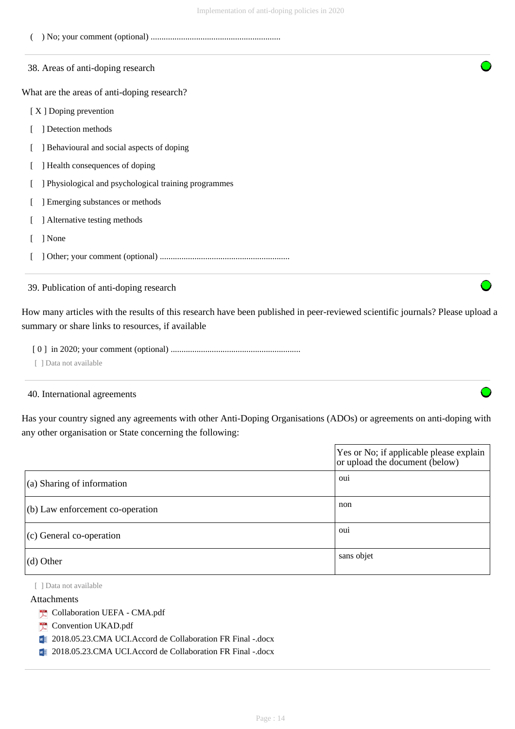( ) No; your comment (optional) ............................................................

38. Areas of anti-doping research

What are the areas of anti-doping research?

[ X ] Doping prevention

[ ] Detection methods

[ ] Behavioural and social aspects of doping

[ ] Health consequences of doping

[ ] Physiological and psychological training programmes

[ ] Emerging substances or methods

[ ] Alternative testing methods

[ ] None

[ ] Other; your comment (optional) ............................................................

39. Publication of anti-doping research

How many articles with the results of this research have been published in peer-reviewed scientific journals? Please upload a summary or share links to resources, if available

[ 0 ] in 2020; your comment (optional) ............................................................

[ ] Data not available

40. International agreements

Has your country signed any agreements with other Anti-Doping Organisations (ADOs) or agreements on anti-doping with any other organisation or State concerning the following:

| | Yes or No; if applicable please explain or upload the document (below) |
|---|---|
| (a) Sharing of information | oui |
| (b) Law enforcement co-operation | non |
| (c) General co-operation | oui |
| (d) Other | sans objet |

[ ] Data not available

Attachments

- Collaboration UEFA - CMA.pdf
- Convention UKAD.pdf
- 2018.05.23.CMA UCI.Accord de Collaboration FR Final -.docx
- 2018.05.23.CMA UCI.Accord de Collaboration FR Final -.docx